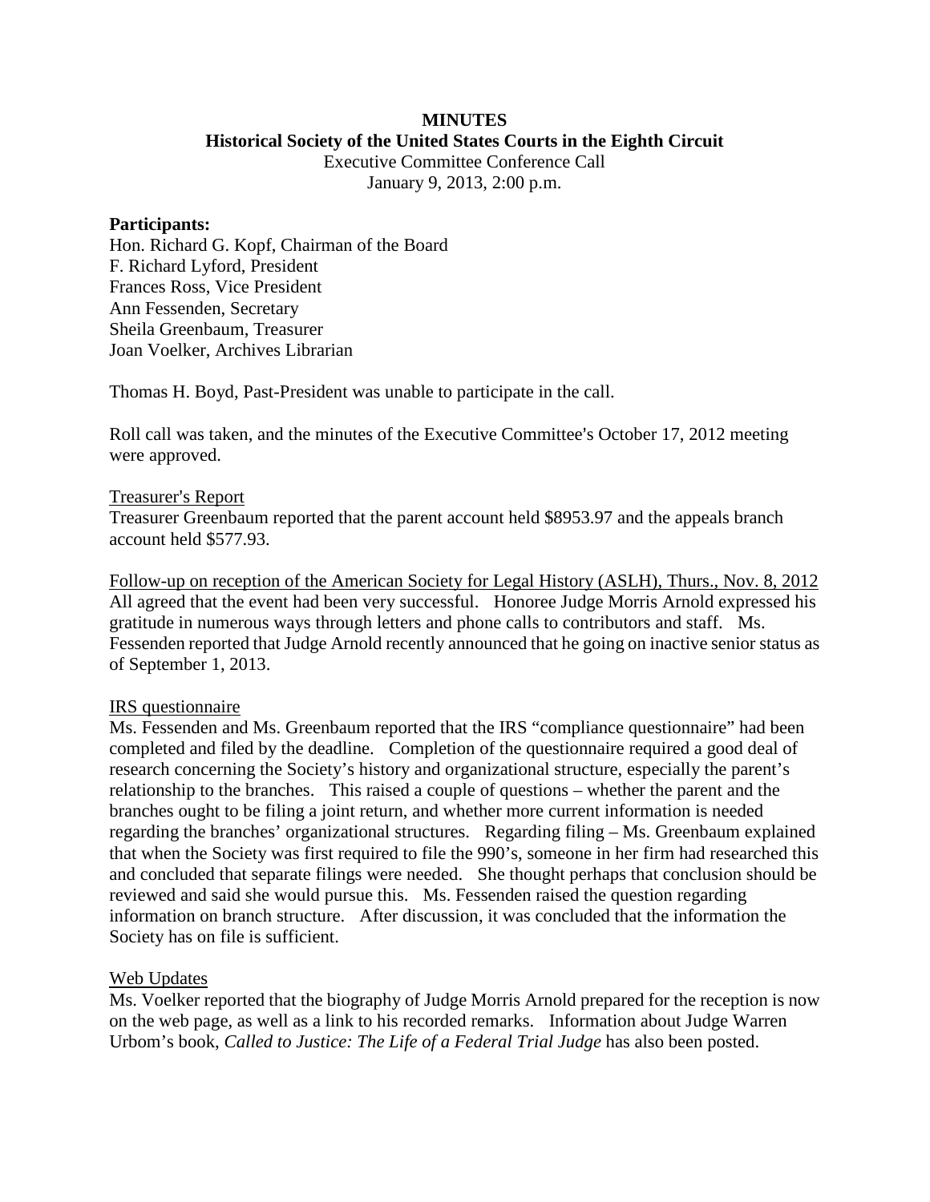**MINUTES**

**Historical Society of the United States Courts in the Eighth Circuit**

Executive Committee Conference Call

January 9, 2013, 2:00 p.m.

**Participants:**

Hon. Richard G. Kopf, Chairman of the Board
F. Richard Lyford, President
Frances Ross, Vice President
Ann Fessenden, Secretary
Sheila Greenbaum, Treasurer
Joan Voelker, Archives Librarian

Thomas H. Boyd, Past-President was unable to participate in the call.

Roll call was taken, and the minutes of the Executive Committee's October 17, 2012 meeting were approved.

<u>Treasurer's Report</u>

Treasurer Greenbaum reported that the parent account held $8953.97 and the appeals branch account held $577.93.

<u>Follow-up on reception of the American Society for Legal History (ASLH), Thurs., Nov. 8, 2012</u>

All agreed that the event had been very successful. Honoree Judge Morris Arnold expressed his gratitude in numerous ways through letters and phone calls to contributors and staff. Ms. Fessenden reported that Judge Arnold recently announced that he going on inactive senior status as of September 1, 2013.

<u>IRS questionnaire</u>

Ms. Fessenden and Ms. Greenbaum reported that the IRS "compliance questionnaire" had been completed and filed by the deadline. Completion of the questionnaire required a good deal of research concerning the Society's history and organizational structure, especially the parent's relationship to the branches. This raised a couple of questions – whether the parent and the branches ought to be filing a joint return, and whether more current information is needed regarding the branches' organizational structures. Regarding filing – Ms. Greenbaum explained that when the Society was first required to file the 990's, someone in her firm had researched this and concluded that separate filings were needed. She thought perhaps that conclusion should be reviewed and said she would pursue this. Ms. Fessenden raised the question regarding information on branch structure. After discussion, it was concluded that the information the Society has on file is sufficient.

<u>Web Updates</u>

Ms. Voelker reported that the biography of Judge Morris Arnold prepared for the reception is now on the web page, as well as a link to his recorded remarks. Information about Judge Warren Urbom's book, *Called to Justice: The Life of a Federal Trial Judge* has also been posted.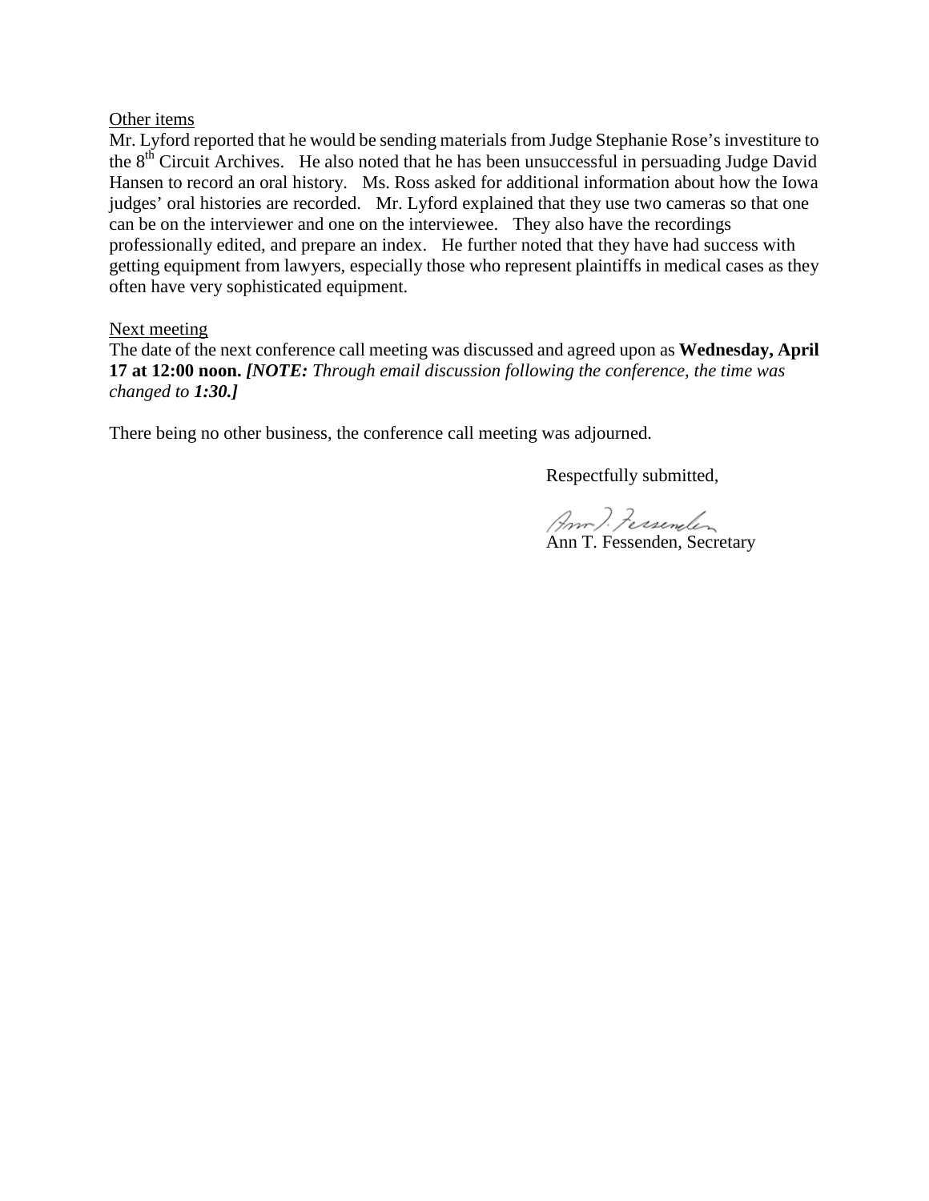Other items

Mr. Lyford reported that he would be sending materials from Judge Stephanie Rose's investiture to the 8th Circuit Archives. He also noted that he has been unsuccessful in persuading Judge David Hansen to record an oral history. Ms. Ross asked for additional information about how the Iowa judges' oral histories are recorded. Mr. Lyford explained that they use two cameras so that one can be on the interviewer and one on the interviewee. They also have the recordings professionally edited, and prepare an index. He further noted that they have had success with getting equipment from lawyers, especially those who represent plaintiffs in medical cases as they often have very sophisticated equipment.

Next meeting

The date of the next conference call meeting was discussed and agreed upon as **Wednesday, April 17 at 12:00 noon.** ***[NOTE:** Through email discussion following the conference, the time was changed to **1:30.]***

There being no other business, the conference call meeting was adjourned.

Respectfully submitted,

Ann T. Fessenden, Secretary